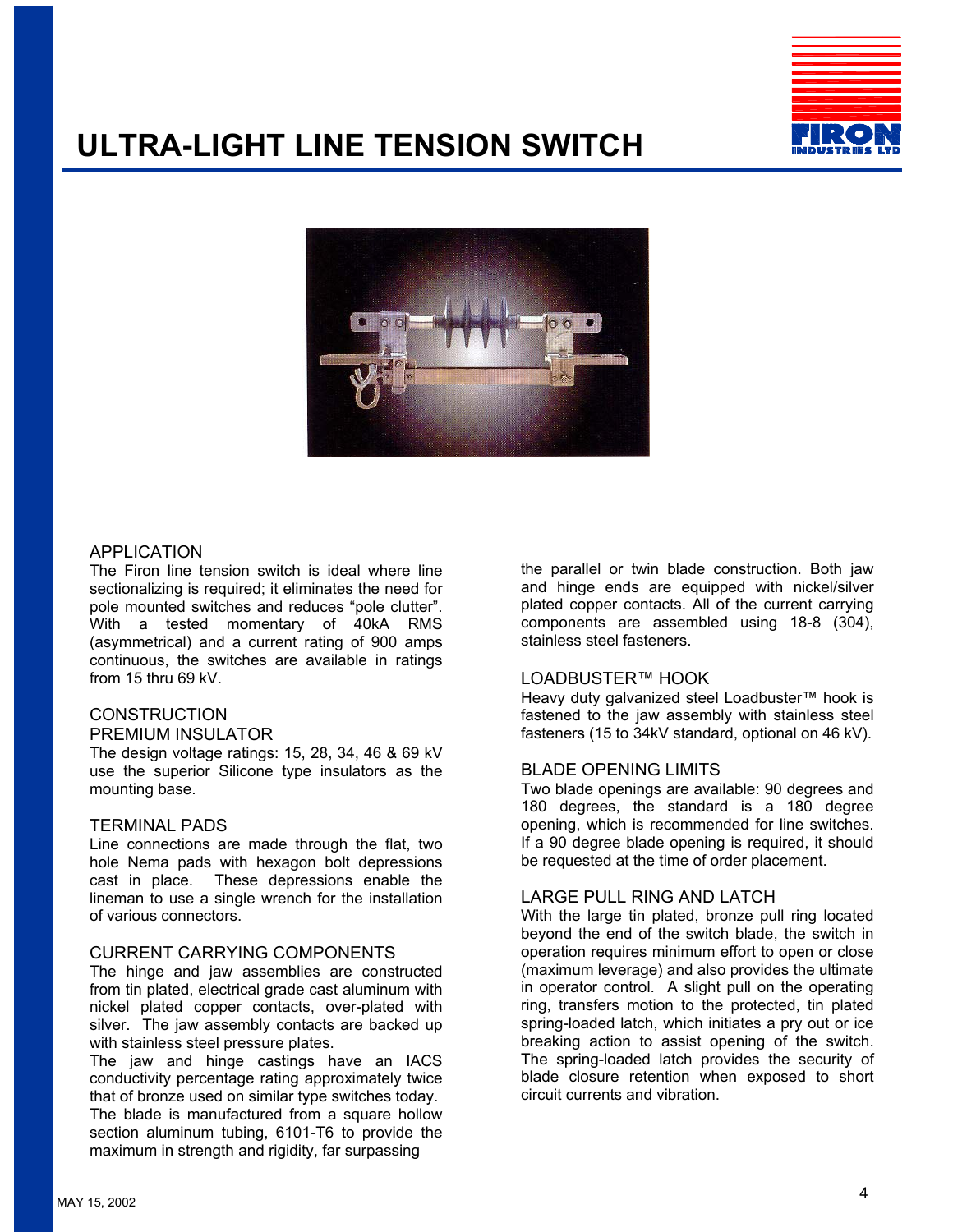# ULTRA-LIGHT LINE TENSION SWITCH

## APPLICATION

The Firon line tension switch is ideal where line sectionalizing is required; it eliminates the need for pole mounted switches and reduces "pole clutter". With a tested momentary of 40kA RMS (asymmetrical) and a current rating of 900 amps continuous, the switches are available in ratings from 15 thru 69 kV.

## CONSTRUCTION

### PREMIUM INSULATOR

The design voltage ratings: 15, 28, 34, 46 & 69 kV use the superior Silicone type insulators as the mounting base.

### TERMINAL PADS

Line connections are made through the flat, two hole Nema pads with hexagon bolt depressions cast in place. These depressions enable the lineman to use a single wrench for the installation of various connectors.

### CURRENT CARRYING COMPONENTS

The hinge and jaw assemblies are constructed from tin plated, electrical grade cast aluminum with nickel plated copper contacts, over-plated with silver. The jaw assembly contacts are backed up with stainless steel pressure plates.

The jaw and hinge castings have an IACS conductivity percentage rating approximately twice that of bronze used on similar type switches today.

The blade is manufactured from a square hollow section aluminum tubing, 6101-T6 to provide the maximum in strength and rigidity, far surpassing the parallel or twin blade construction. Both jaw and hinge ends are equipped with nickel/silver plated copper contacts. All of the current carrying components are assembled using 18-8 (304), stainless steel fasteners.

### LOADBUSTER™ HOOK

Heavy duty galvanized steel Loadbuster™ hook is fastened to the jaw assembly with stainless steel fasteners (15 to 34kV standard, optional on 46 kV).

### BLADE OPENING LIMITS

Two blade openings are available: 90 degrees and 180 degrees, the standard is a 180 degree opening, which is recommended for line switches. If a 90 degree blade opening is required, it should be requested at the time of order placement.

### LARGE PULL RING AND LATCH

With the large tin plated, bronze pull ring located beyond the end of the switch blade, the switch in operation requires minimum effort to open or close (maximum leverage) and also provides the ultimate in operator control. A slight pull on the operating ring, transfers motion to the protected, tin plated spring-loaded latch, which initiates a pry out or ice breaking action to assist opening of the switch. The spring-loaded latch provides the security of blade closure retention when exposed to short circuit currents and vibration.

MAY 15, 2002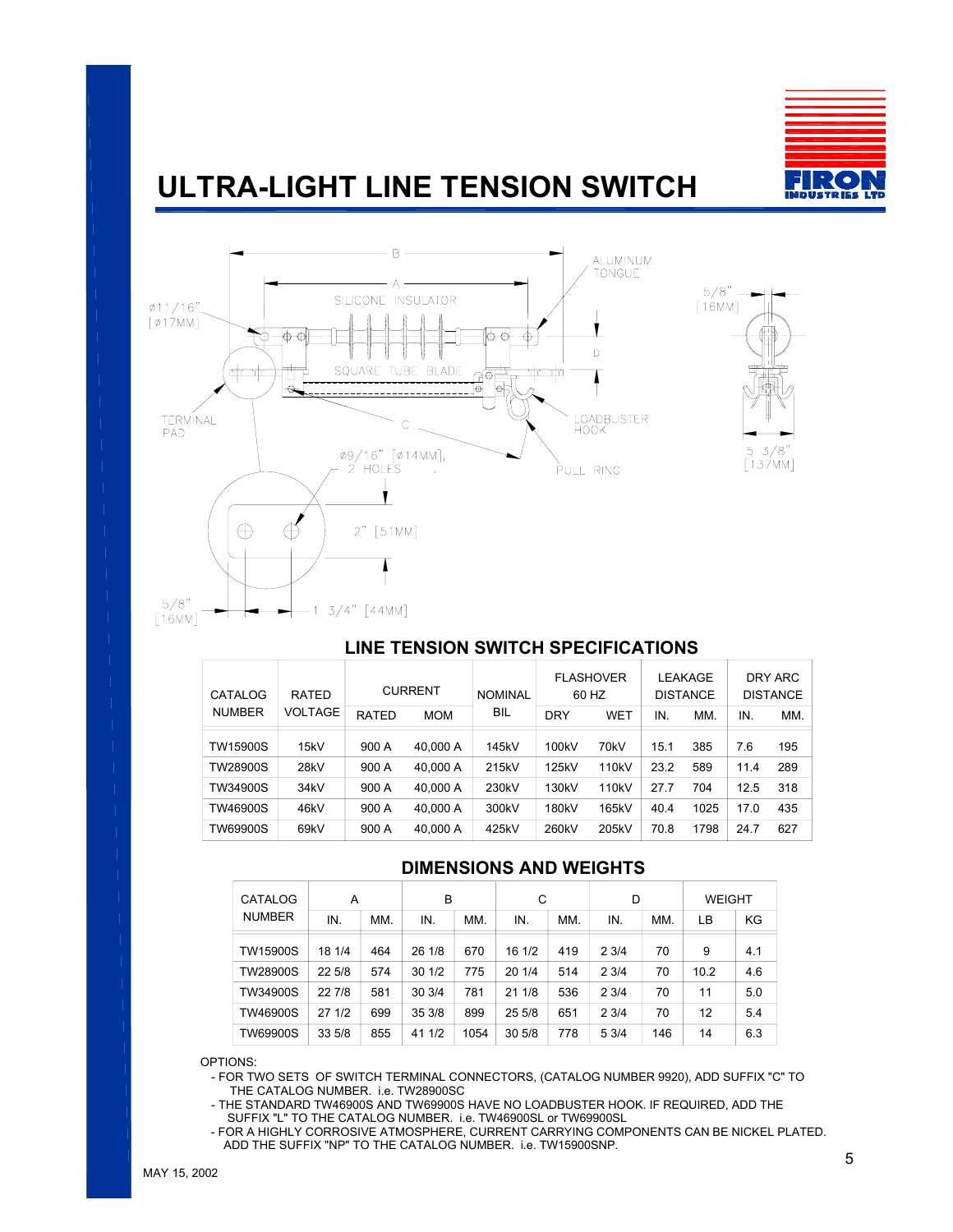# ULTRA-LIGHT LINE TENSION SWITCH

FIRON INDUSTRIES LTD

B
A
ALUMINUM TONGUE
SILICONE INSULATOR
ø11/16" [ø17MM]
SQUARE TUBE BLADE
D
TERMINAL PAD
C
LOADBUSTER HOOK
ø9/16" [ø14MM], 2 HOLES
PULL RING
2" [51MM]
5/8" [16MM]
1 3/4" [44MM]
5/8" [16MM]
5 3/8" [137MM]

## LINE TENSION SWITCH SPECIFICATIONS

| CATALOG NUMBER | RATED VOLTAGE | CURRENT | | NOMINAL BIL | FLASHOVER 60 HZ | | LEAKAGE DISTANCE | | DRY ARC DISTANCE | |
|---|---|---|---|---|---|---|---|---|---|---|
| | | RATED | MOM | | DRY | WET | IN. | MM. | IN. | MM. |
| TW15900S | 15kV | 900 A | 40,000 A | 145kV | 100kV | 70kV | 15.1 | 385 | 7.6 | 195 |
| TW28900S | 28kV | 900 A | 40,000 A | 215kV | 125kV | 110kV | 23.2 | 589 | 11.4 | 289 |
| TW34900S | 34kV | 900 A | 40,000 A | 230kV | 130kV | 110kV | 27.7 | 704 | 12.5 | 318 |
| TW46900S | 46kV | 900 A | 40,000 A | 300kV | 180kV | 165kV | 40.4 | 1025 | 17.0 | 435 |
| TW69900S | 69kV | 900 A | 40,000 A | 425kV | 260kV | 205kV | 70.8 | 1798 | 24.7 | 627 |

## DIMENSIONS AND WEIGHTS

| CATALOG NUMBER | A | | B | | C | | D | | WEIGHT | |
|---|---|---|---|---|---|---|---|---|---|---|
| | IN. | MM. | IN. | MM. | IN. | MM. | IN. | MM. | LB | KG |
| TW15900S | 18 1/4 | 464 | 26 1/8 | 670 | 16 1/2 | 419 | 2 3/4 | 70 | 9 | 4.1 |
| TW28900S | 22 5/8 | 574 | 30 1/2 | 775 | 20 1/4 | 514 | 2 3/4 | 70 | 10.2 | 4.6 |
| TW34900S | 22 7/8 | 581 | 30 3/4 | 781 | 21 1/8 | 536 | 2 3/4 | 70 | 11 | 5.0 |
| TW46900S | 27 1/2 | 699 | 35 3/8 | 899 | 25 5/8 | 651 | 2 3/4 | 70 | 12 | 5.4 |
| TW69900S | 33 5/8 | 855 | 41 1/2 | 1054 | 30 5/8 | 778 | 5 3/4 | 146 | 14 | 6.3 |

OPTIONS:

- FOR TWO SETS OF SWITCH TERMINAL CONNECTORS, (CATALOG NUMBER 9920), ADD SUFFIX "C" TO THE CATALOG NUMBER. i.e. TW28900SC
- THE STANDARD TW46900S AND TW69900S HAVE NO LOADBUSTER HOOK. IF REQUIRED, ADD THE SUFFIX "L" TO THE CATALOG NUMBER. i.e. TW46900SL or TW69900SL
- FOR A HIGHLY CORROSIVE ATMOSPHERE, CURRENT CARRYING COMPONENTS CAN BE NICKEL PLATED. ADD THE SUFFIX "NP" TO THE CATALOG NUMBER. i.e. TW15900SNP.

MAY 15, 2002